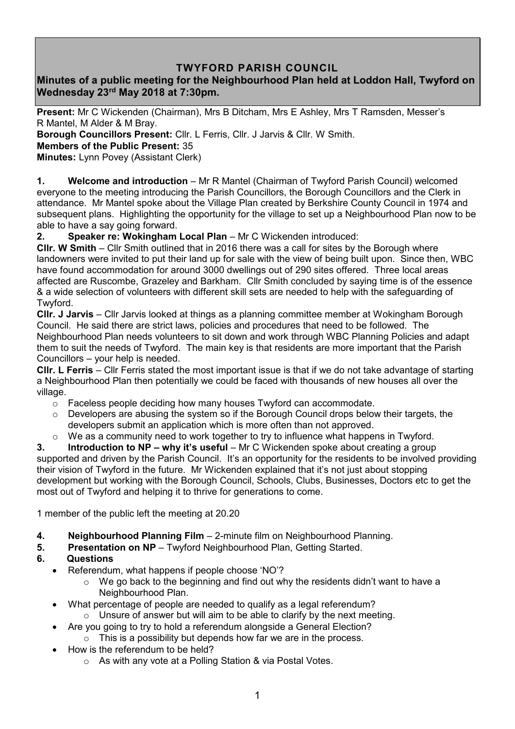# TWYFORD PARISH COUNCIL

## Minutes of a public meeting for the Neighbourhood Plan held at Loddon Hall, Twyford on Wednesday 23rd May 2018 at 7:30pm.

**Present:** Mr C Wickenden (Chairman), Mrs B Ditcham, Mrs E Ashley, Mrs T Ramsden, Messer's R Mantel, M Alder & M Bray.
**Borough Councillors Present:** Cllr. L Ferris, Cllr. J Jarvis & Cllr. W Smith.
**Members of the Public Present:** 35
**Minutes:** Lynn Povey (Assistant Clerk)

**1. Welcome and introduction** – Mr R Mantel (Chairman of Twyford Parish Council) welcomed everyone to the meeting introducing the Parish Councillors, the Borough Councillors and the Clerk in attendance. Mr Mantel spoke about the Village Plan created by Berkshire County Council in 1974 and subsequent plans. Highlighting the opportunity for the village to set up a Neighbourhood Plan now to be able to have a say going forward.

**2. Speaker re: Wokingham Local Plan** – Mr C Wickenden introduced:

**Cllr. W Smith** – Cllr Smith outlined that in 2016 there was a call for sites by the Borough where landowners were invited to put their land up for sale with the view of being built upon. Since then, WBC have found accommodation for around 3000 dwellings out of 290 sites offered. Three local areas affected are Ruscombe, Grazeley and Barkham. Cllr Smith concluded by saying time is of the essence & a wide selection of volunteers with different skill sets are needed to help with the safeguarding of Twyford.

**Cllr. J Jarvis** – Cllr Jarvis looked at things as a planning committee member at Wokingham Borough Council. He said there are strict laws, policies and procedures that need to be followed. The Neighbourhood Plan needs volunteers to sit down and work through WBC Planning Policies and adapt them to suit the needs of Twyford. The main key is that residents are more important that the Parish Councillors – your help is needed.

**Cllr. L Ferris** – Cllr Ferris stated the most important issue is that if we do not take advantage of starting a Neighbourhood Plan then potentially we could be faced with thousands of new houses all over the village.

- Faceless people deciding how many houses Twyford can accommodate.
- Developers are abusing the system so if the Borough Council drops below their targets, the developers submit an application which is more often than not approved.
- We as a community need to work together to try to influence what happens in Twyford.

**3. Introduction to NP – why it's useful** – Mr C Wickenden spoke about creating a group supported and driven by the Parish Council. It's an opportunity for the residents to be involved providing their vision of Twyford in the future. Mr Wickenden explained that it's not just about stopping development but working with the Borough Council, Schools, Clubs, Businesses, Doctors etc to get the most out of Twyford and helping it to thrive for generations to come.

1 member of the public left the meeting at 20.20

**4. Neighbourhood Planning Film** – 2-minute film on Neighbourhood Planning.

**5. Presentation on NP** – Twyford Neighbourhood Plan, Getting Started.

**6. Questions**

- Referendum, what happens if people choose 'NO'?
  - We go back to the beginning and find out why the residents didn't want to have a Neighbourhood Plan.
- What percentage of people are needed to qualify as a legal referendum?
  - Unsure of answer but will aim to be able to clarify by the next meeting.
- Are you going to try to hold a referendum alongside a General Election?
  - This is a possibility but depends how far we are in the process.
- How is the referendum to be held?
  - As with any vote at a Polling Station & via Postal Votes.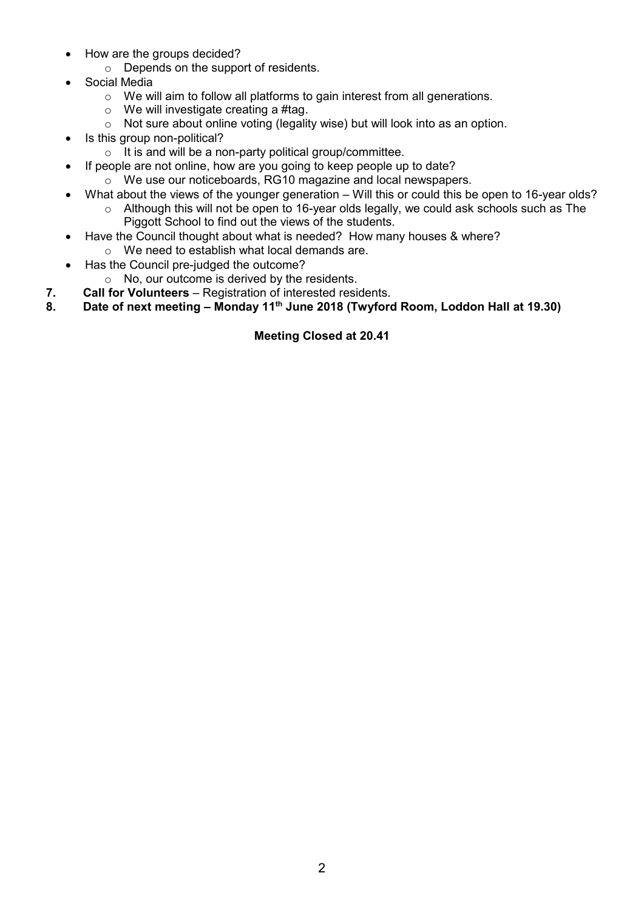- How are the groups decided?
  - Depends on the support of residents.
- Social Media
  - We will aim to follow all platforms to gain interest from all generations.
  - We will investigate creating a #tag.
  - Not sure about online voting (legality wise) but will look into as an option.
- Is this group non-political?
  - It is and will be a non-party political group/committee.
- If people are not online, how are you going to keep people up to date?
  - We use our noticeboards, RG10 magazine and local newspapers.
- What about the views of the younger generation – Will this or could this be open to 16-year olds?
  - Although this will not be open to 16-year olds legally, we could ask schools such as The Piggott School to find out the views of the students.
- Have the Council thought about what is needed? How many houses & where?
  - We need to establish what local demands are.
- Has the Council pre-judged the outcome?
  - No, our outcome is derived by the residents.

**7. Call for Volunteers** – Registration of interested residents.

**8. Date of next meeting – Monday 11th June 2018 (Twyford Room, Loddon Hall at 19.30)**

**Meeting Closed at 20.41**